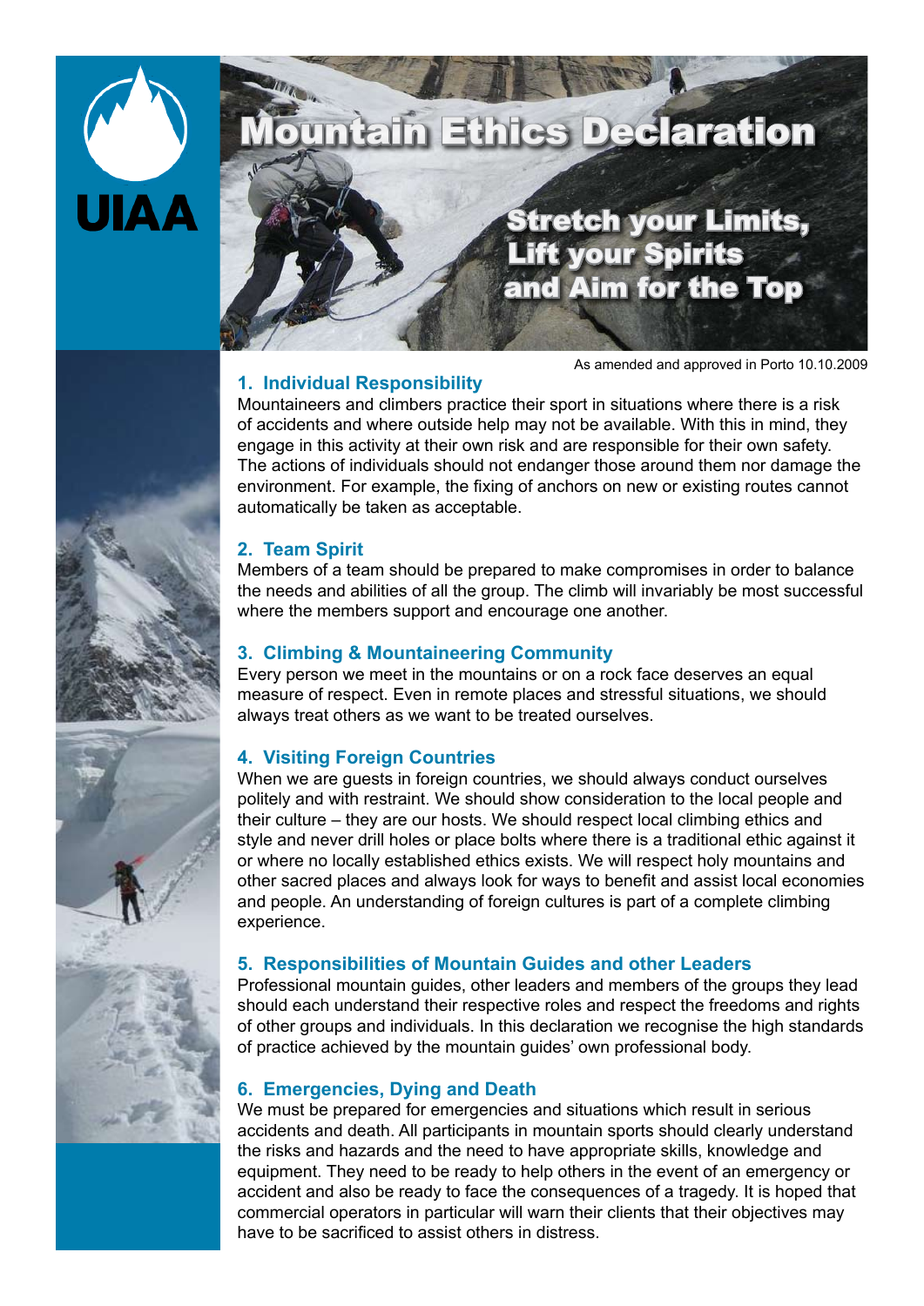UIAA

# Mountain Ethics Declaration

## Stretch your Limits, Lift your Spirits and Aim for the Top

As amended and approved in Porto 10.10.2009

### 1. Individual Responsibility

Mountaineers and climbers practice their sport in situations where there is a risk of accidents and where outside help may not be available. With this in mind, they engage in this activity at their own risk and are responsible for their own safety. The actions of individuals should not endanger those around them nor damage the environment. For example, the fixing of anchors on new or existing routes cannot automatically be taken as acceptable.

### 2. Team Spirit

Members of a team should be prepared to make compromises in order to balance the needs and abilities of all the group. The climb will invariably be most successful where the members support and encourage one another.

### 3. Climbing & Mountaineering Community

Every person we meet in the mountains or on a rock face deserves an equal measure of respect. Even in remote places and stressful situations, we should always treat others as we want to be treated ourselves.

### 4. Visiting Foreign Countries

When we are guests in foreign countries, we should always conduct ourselves politely and with restraint. We should show consideration to the local people and their culture – they are our hosts. We should respect local climbing ethics and style and never drill holes or place bolts where there is a traditional ethic against it or where no locally established ethics exists. We will respect holy mountains and other sacred places and always look for ways to benefit and assist local economies and people. An understanding of foreign cultures is part of a complete climbing experience.

### 5. Responsibilities of Mountain Guides and other Leaders

Professional mountain guides, other leaders and members of the groups they lead should each understand their respective roles and respect the freedoms and rights of other groups and individuals. In this declaration we recognise the high standards of practice achieved by the mountain guides' own professional body.

### 6. Emergencies, Dying and Death

We must be prepared for emergencies and situations which result in serious accidents and death. All participants in mountain sports should clearly understand the risks and hazards and the need to have appropriate skills, knowledge and equipment. They need to be ready to help others in the event of an emergency or accident and also be ready to face the consequences of a tragedy. It is hoped that commercial operators in particular will warn their clients that their objectives may have to be sacrificed to assist others in distress.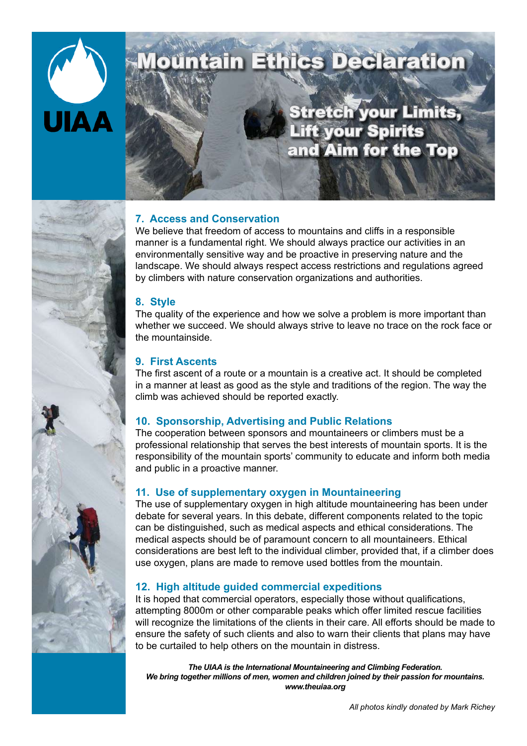UIAA

# Mountain Ethics Declaration

**Stretch your Limits, Lift your Spirits and Aim for the Top**

### 7. Access and Conservation

We believe that freedom of access to mountains and cliffs in a responsible manner is a fundamental right. We should always practice our activities in an environmentally sensitive way and be proactive in preserving nature and the landscape. We should always respect access restrictions and regulations agreed by climbers with nature conservation organizations and authorities.

### 8. Style

The quality of the experience and how we solve a problem is more important than whether we succeed. We should always strive to leave no trace on the rock face or the mountainside.

### 9. First Ascents

The first ascent of a route or a mountain is a creative act. It should be completed in a manner at least as good as the style and traditions of the region. The way the climb was achieved should be reported exactly.

### 10. Sponsorship, Advertising and Public Relations

The cooperation between sponsors and mountaineers or climbers must be a professional relationship that serves the best interests of mountain sports. It is the responsibility of the mountain sports' community to educate and inform both media and public in a proactive manner.

### 11. Use of supplementary oxygen in Mountaineering

The use of supplementary oxygen in high altitude mountaineering has been under debate for several years. In this debate, different components related to the topic can be distinguished, such as medical aspects and ethical considerations. The medical aspects should be of paramount concern to all mountaineers. Ethical considerations are best left to the individual climber, provided that, if a climber does use oxygen, plans are made to remove used bottles from the mountain.

### 12. High altitude guided commercial expeditions

It is hoped that commercial operators, especially those without qualifications, attempting 8000m or other comparable peaks which offer limited rescue facilities will recognize the limitations of the clients in their care. All efforts should be made to ensure the safety of such clients and also to warn their clients that plans may have to be curtailed to help others on the mountain in distress.

***The UIAA is the International Mountaineering and Climbing Federation.***
***We bring together millions of men, women and children joined by their passion for mountains.***
***www.theuiaa.org***

*All photos kindly donated by Mark Richey*